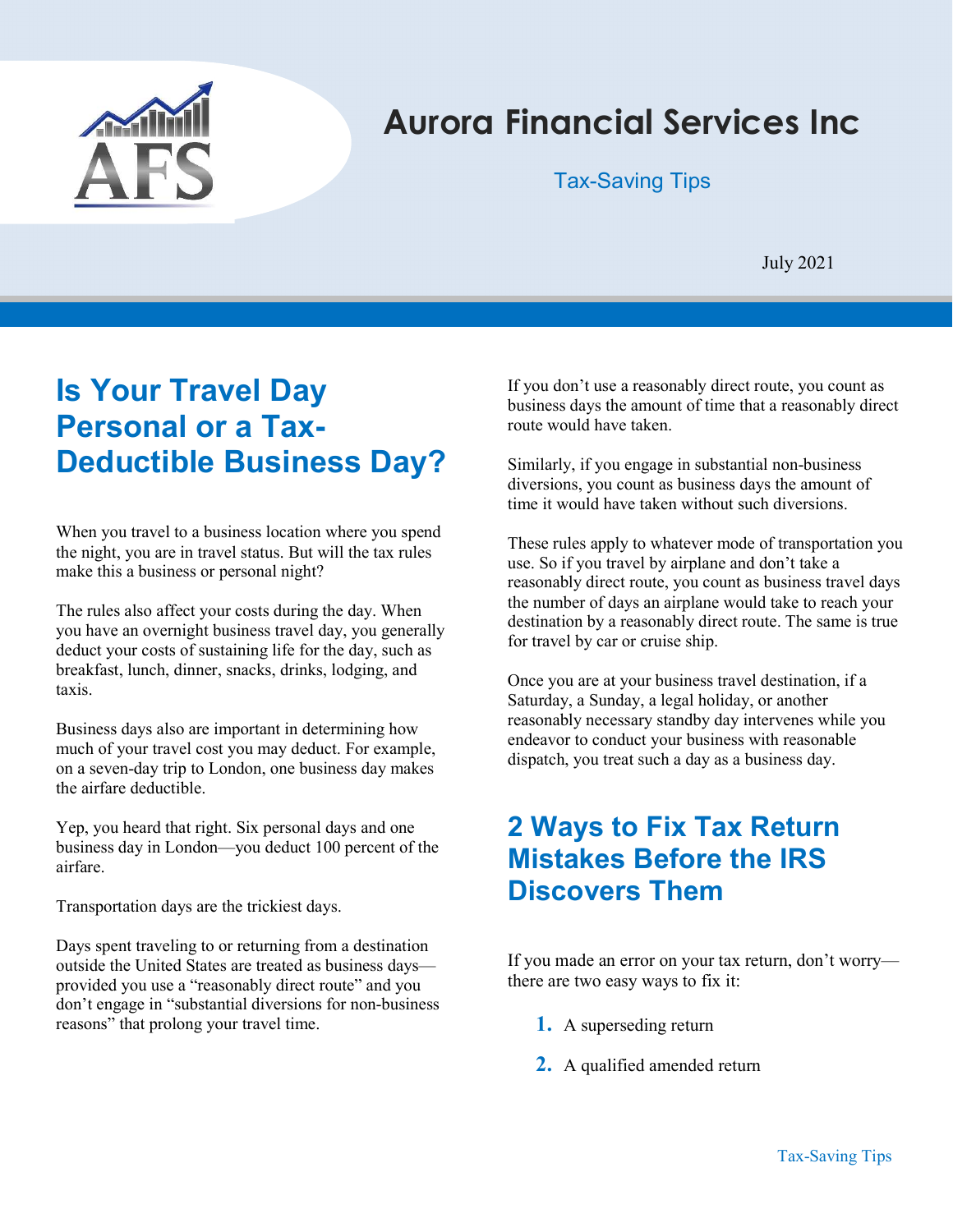# Aurora Financial Services Inc

Tax-Saving Tips

July 2021

## Is Your Travel Day Personal or a Tax-Deductible Business Day?

When you travel to a business location where you spend the night, you are in travel status. But will the tax rules make this a business or personal night?

The rules also affect your costs during the day. When you have an overnight business travel day, you generally deduct your costs of sustaining life for the day, such as breakfast, lunch, dinner, snacks, drinks, lodging, and taxis.

Business days also are important in determining how much of your travel cost you may deduct. For example, on a seven-day trip to London, one business day makes the airfare deductible.

Yep, you heard that right. Six personal days and one business day in London—you deduct 100 percent of the airfare.

Transportation days are the trickiest days.

Days spent traveling to or returning from a destination outside the United States are treated as business days—provided you use a "reasonably direct route" and you don't engage in "substantial diversions for non-business reasons" that prolong your travel time.

If you don't use a reasonably direct route, you count as business days the amount of time that a reasonably direct route would have taken.

Similarly, if you engage in substantial non-business diversions, you count as business days the amount of time it would have taken without such diversions.

These rules apply to whatever mode of transportation you use. So if you travel by airplane and don't take a reasonably direct route, you count as business travel days the number of days an airplane would take to reach your destination by a reasonably direct route. The same is true for travel by car or cruise ship.

Once you are at your business travel destination, if a Saturday, a Sunday, a legal holiday, or another reasonably necessary standby day intervenes while you endeavor to conduct your business with reasonable dispatch, you treat such a day as a business day.

## 2 Ways to Fix Tax Return Mistakes Before the IRS Discovers Them

If you made an error on your tax return, don't worry—there are two easy ways to fix it:

1. A superseding return
2. A qualified amended return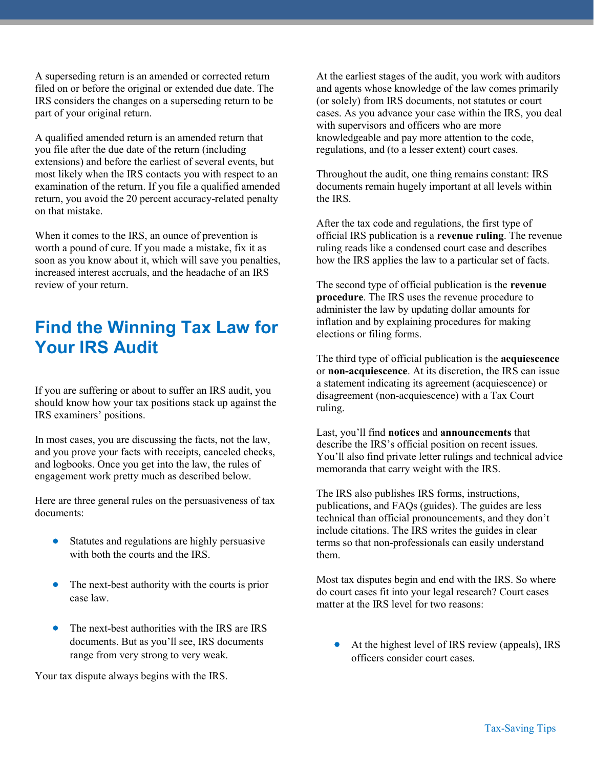A superseding return is an amended or corrected return filed on or before the original or extended due date. The IRS considers the changes on a superseding return to be part of your original return.

A qualified amended return is an amended return that you file after the due date of the return (including extensions) and before the earliest of several events, but most likely when the IRS contacts you with respect to an examination of the return. If you file a qualified amended return, you avoid the 20 percent accuracy-related penalty on that mistake.

When it comes to the IRS, an ounce of prevention is worth a pound of cure. If you made a mistake, fix it as soon as you know about it, which will save you penalties, increased interest accruals, and the headache of an IRS review of your return.

## Find the Winning Tax Law for Your IRS Audit

If you are suffering or about to suffer an IRS audit, you should know how your tax positions stack up against the IRS examiners' positions.

In most cases, you are discussing the facts, not the law, and you prove your facts with receipts, canceled checks, and logbooks. Once you get into the law, the rules of engagement work pretty much as described below.

Here are three general rules on the persuasiveness of tax documents:

- Statutes and regulations are highly persuasive with both the courts and the IRS.
- The next-best authority with the courts is prior case law.
- The next-best authorities with the IRS are IRS documents. But as you'll see, IRS documents range from very strong to very weak.

Your tax dispute always begins with the IRS.

At the earliest stages of the audit, you work with auditors and agents whose knowledge of the law comes primarily (or solely) from IRS documents, not statutes or court cases. As you advance your case within the IRS, you deal with supervisors and officers who are more knowledgeable and pay more attention to the code, regulations, and (to a lesser extent) court cases.

Throughout the audit, one thing remains constant: IRS documents remain hugely important at all levels within the IRS.

After the tax code and regulations, the first type of official IRS publication is a **revenue ruling**. The revenue ruling reads like a condensed court case and describes how the IRS applies the law to a particular set of facts.

The second type of official publication is the **revenue procedure**. The IRS uses the revenue procedure to administer the law by updating dollar amounts for inflation and by explaining procedures for making elections or filing forms.

The third type of official publication is the **acquiescence** or **non-acquiescence**. At its discretion, the IRS can issue a statement indicating its agreement (acquiescence) or disagreement (non-acquiescence) with a Tax Court ruling.

Last, you'll find **notices** and **announcements** that describe the IRS's official position on recent issues. You'll also find private letter rulings and technical advice memoranda that carry weight with the IRS.

The IRS also publishes IRS forms, instructions, publications, and FAQs (guides). The guides are less technical than official pronouncements, and they don't include citations. The IRS writes the guides in clear terms so that non-professionals can easily understand them.

Most tax disputes begin and end with the IRS. So where do court cases fit into your legal research? Court cases matter at the IRS level for two reasons:

- At the highest level of IRS review (appeals), IRS officers consider court cases.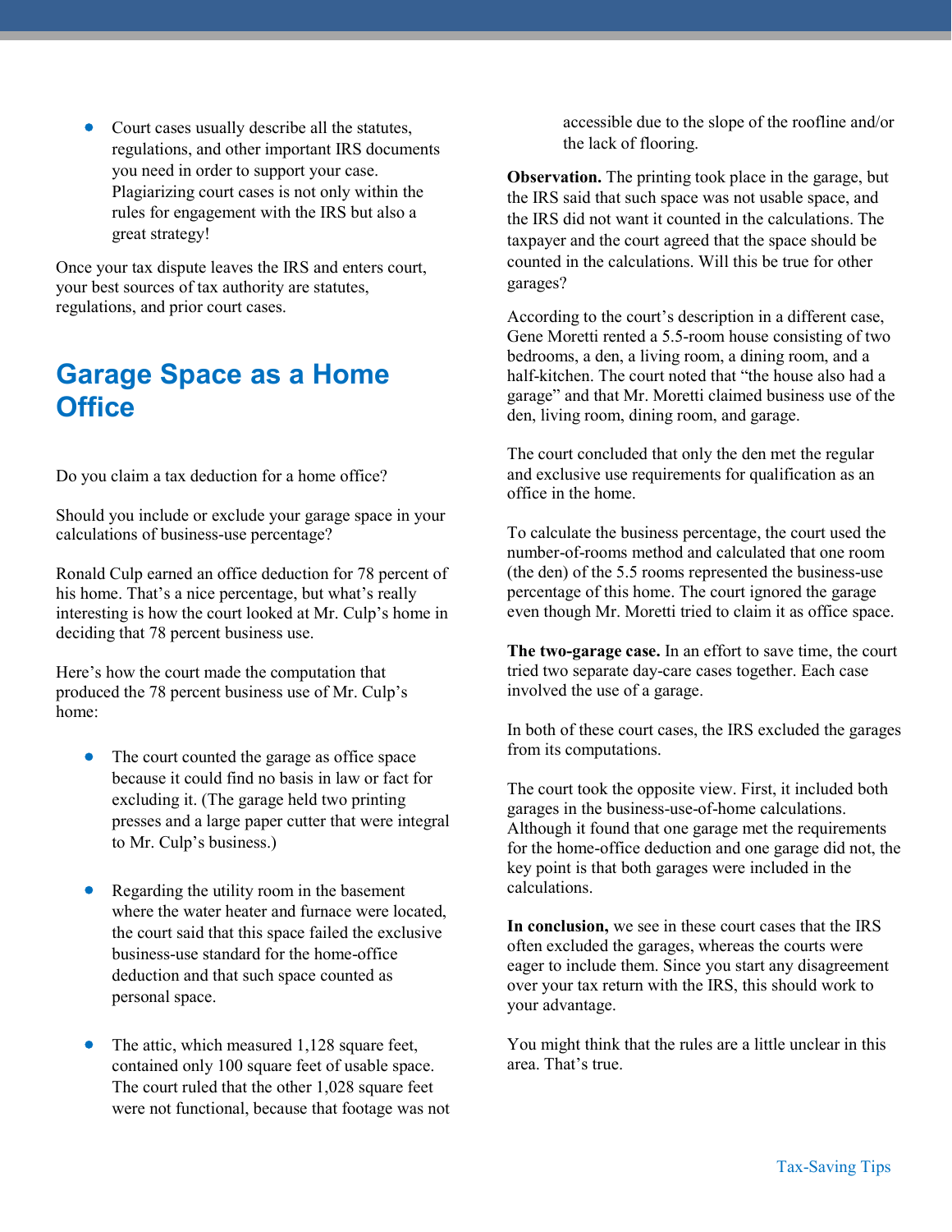- Court cases usually describe all the statutes, regulations, and other important IRS documents you need in order to support your case. Plagiarizing court cases is not only within the rules for engagement with the IRS but also a great strategy!

Once your tax dispute leaves the IRS and enters court, your best sources of tax authority are statutes, regulations, and prior court cases.

## Garage Space as a Home Office

Do you claim a tax deduction for a home office?

Should you include or exclude your garage space in your calculations of business-use percentage?

Ronald Culp earned an office deduction for 78 percent of his home. That's a nice percentage, but what's really interesting is how the court looked at Mr. Culp's home in deciding that 78 percent business use.

Here's how the court made the computation that produced the 78 percent business use of Mr. Culp's home:

- The court counted the garage as office space because it could find no basis in law or fact for excluding it. (The garage held two printing presses and a large paper cutter that were integral to Mr. Culp's business.)
- Regarding the utility room in the basement where the water heater and furnace were located, the court said that this space failed the exclusive business-use standard for the home-office deduction and that such space counted as personal space.
- The attic, which measured 1,128 square feet, contained only 100 square feet of usable space. The court ruled that the other 1,028 square feet were not functional, because that footage was not accessible due to the slope of the roofline and/or the lack of flooring.

**Observation.** The printing took place in the garage, but the IRS said that such space was not usable space, and the IRS did not want it counted in the calculations. The taxpayer and the court agreed that the space should be counted in the calculations. Will this be true for other garages?

According to the court's description in a different case, Gene Moretti rented a 5.5-room house consisting of two bedrooms, a den, a living room, a dining room, and a half-kitchen. The court noted that "the house also had a garage" and that Mr. Moretti claimed business use of the den, living room, dining room, and garage.

The court concluded that only the den met the regular and exclusive use requirements for qualification as an office in the home.

To calculate the business percentage, the court used the number-of-rooms method and calculated that one room (the den) of the 5.5 rooms represented the business-use percentage of this home. The court ignored the garage even though Mr. Moretti tried to claim it as office space.

**The two-garage case.** In an effort to save time, the court tried two separate day-care cases together. Each case involved the use of a garage.

In both of these court cases, the IRS excluded the garages from its computations.

The court took the opposite view. First, it included both garages in the business-use-of-home calculations. Although it found that one garage met the requirements for the home-office deduction and one garage did not, the key point is that both garages were included in the calculations.

**In conclusion,** we see in these court cases that the IRS often excluded the garages, whereas the courts were eager to include them. Since you start any disagreement over your tax return with the IRS, this should work to your advantage.

You might think that the rules are a little unclear in this area. That's true.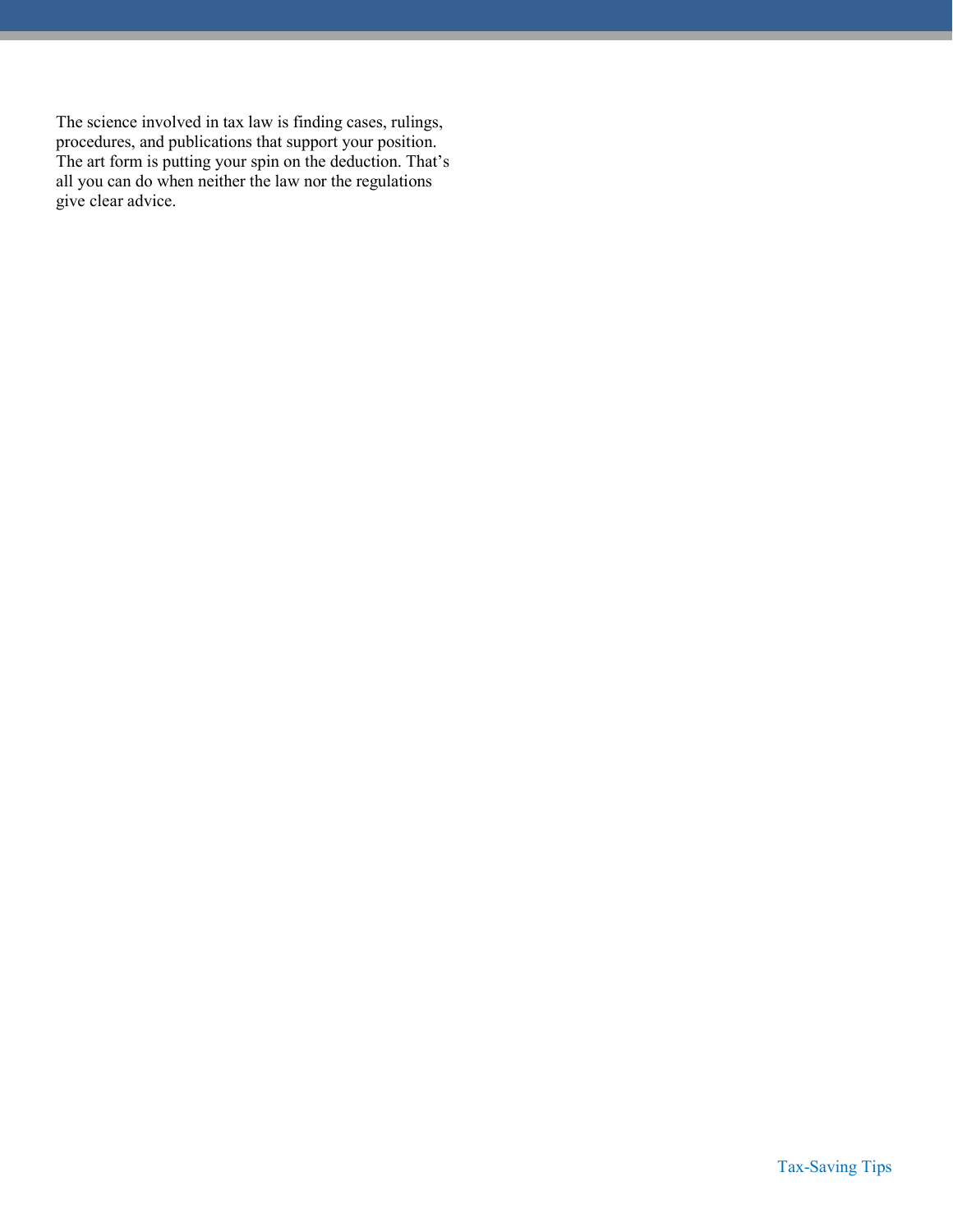The science involved in tax law is finding cases, rulings, procedures, and publications that support your position. The art form is putting your spin on the deduction. That's all you can do when neither the law nor the regulations give clear advice.